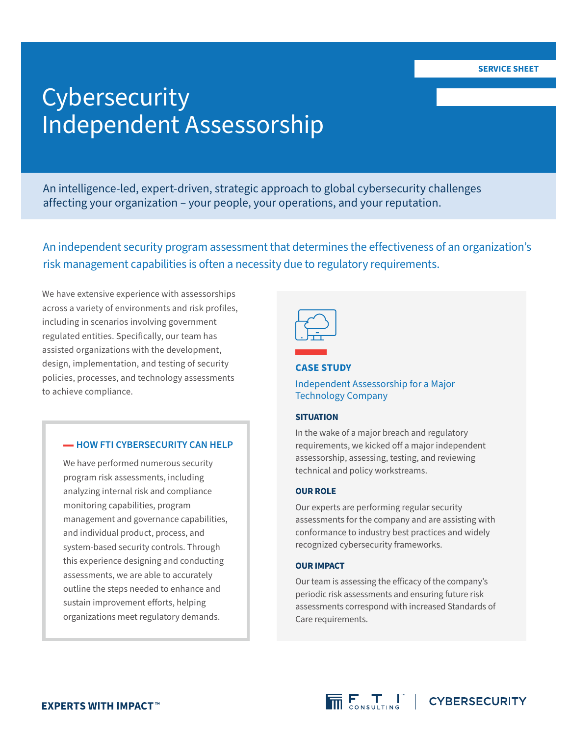SERVICE SHEET

# Cybersecurity Independent Assessorship

An intelligence-led, expert-driven, strategic approach to global cybersecurity challenges affecting your organization – your people, your operations, and your reputation.

An independent security program assessment that determines the effectiveness of an organization's risk management capabilities is often a necessity due to regulatory requirements.

We have extensive experience with assessorships across a variety of environments and risk profiles, including in scenarios involving government regulated entities. Specifically, our team has assisted organizations with the development, design, implementation, and testing of security policies, processes, and technology assessments to achieve compliance.

## HOW FTI CYBERSECURITY CAN HELP

We have performed numerous security program risk assessments, including analyzing internal risk and compliance monitoring capabilities, program management and governance capabilities, and individual product, process, and system-based security controls. Through this experience designing and conducting assessments, we are able to accurately outline the steps needed to enhance and sustain improvement efforts, helping organizations meet regulatory demands.

## CASE STUDY

### Independent Assessorship for a Major Technology Company

**SITUATION**

In the wake of a major breach and regulatory requirements, we kicked off a major independent assessorship, assessing, testing, and reviewing technical and policy workstreams.

**OUR ROLE**

Our experts are performing regular security assessments for the company and are assisting with conformance to industry best practices and widely recognized cybersecurity frameworks.

**OUR IMPACT**

Our team is assessing the efficacy of the company's periodic risk assessments and ensuring future risk assessments correspond with increased Standards of Care requirements.

EXPERTS WITH IMPACT™

FTI CONSULTING | CYBERSECURITY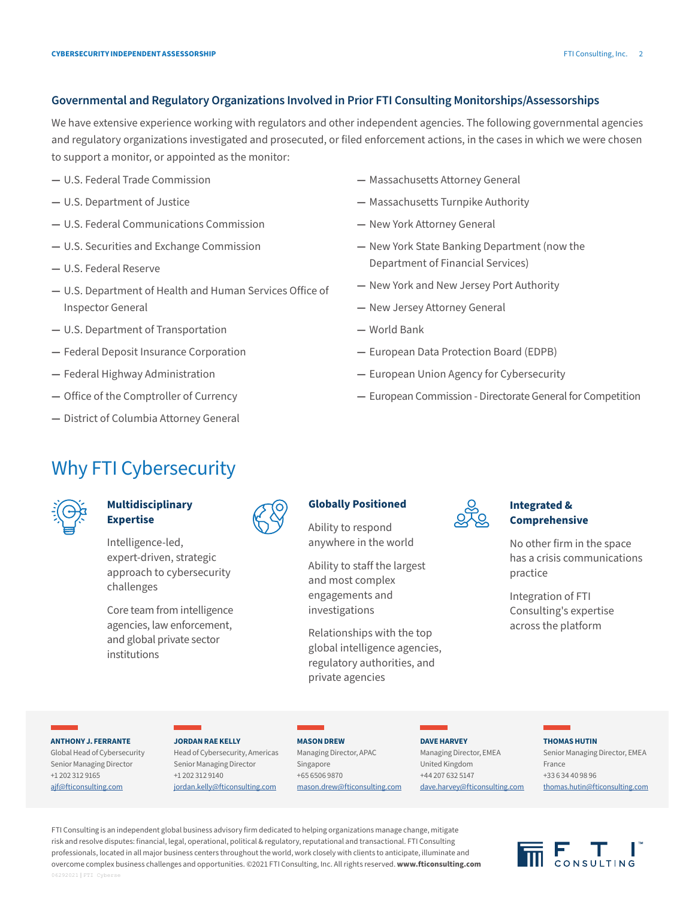## Governmental and Regulatory Organizations Involved in Prior FTI Consulting Monitorships/Assessorships

We have extensive experience working with regulators and other independent agencies. The following governmental agencies and regulatory organizations investigated and prosecuted, or filed enforcement actions, in the cases in which we were chosen to support a monitor, or appointed as the monitor:

- U.S. Federal Trade Commission
- U.S. Department of Justice
- U.S. Federal Communications Commission
- U.S. Securities and Exchange Commission
- U.S. Federal Reserve
- U.S. Department of Health and Human Services Office of Inspector General
- U.S. Department of Transportation
- Federal Deposit Insurance Corporation
- Federal Highway Administration
- Office of the Comptroller of Currency
- District of Columbia Attorney General
- Massachusetts Attorney General
- Massachusetts Turnpike Authority
- New York Attorney General
- New York State Banking Department (now the Department of Financial Services)
- New York and New Jersey Port Authority
- New Jersey Attorney General
- World Bank
- European Data Protection Board (EDPB)
- European Union Agency for Cybersecurity
- European Commission - Directorate General for Competition

# Why FTI Cybersecurity

### Multidisciplinary Expertise

Intelligence-led, expert-driven, strategic approach to cybersecurity challenges

Core team from intelligence agencies, law enforcement, and global private sector institutions

### Globally Positioned

Ability to respond anywhere in the world

Ability to staff the largest and most complex engagements and investigations

Relationships with the top global intelligence agencies, regulatory authorities, and private agencies

### Integrated & Comprehensive

No other firm in the space has a crisis communications practice

Integration of FTI Consulting's expertise across the platform

**ANTHONY J. FERRANTE**
Global Head of Cybersecurity
Senior Managing Director
+1 202 312 9165
ajf@fticonsulting.com

**JORDAN RAE KELLY**
Head of Cybersecurity, Americas
Senior Managing Director
+1 202 312 9140
jordan.kelly@fticonsulting.com

**MASON DREW**
Managing Director, APAC
Singapore
+65 6506 9870
mason.drew@fticonsulting.com

**DAVE HARVEY**
Managing Director, EMEA
United Kingdom
+44 207 632 5147
dave.harvey@fticonsulting.com

**THOMAS HUTIN**
Senior Managing Director, EMEA
France
+33 6 34 40 98 96
thomas.hutin@fticonsulting.com

FTI Consulting is an independent global business advisory firm dedicated to helping organizations manage change, mitigate risk and resolve disputes: financial, legal, operational, political & regulatory, reputational and transactional. FTI Consulting professionals, located in all major business centers throughout the world, work closely with clients to anticipate, illuminate and overcome complex business challenges and opportunities. ©2021 FTI Consulting, Inc. All rights reserved. **www.fticonsulting.com**

06292021 | FTI Cyberse